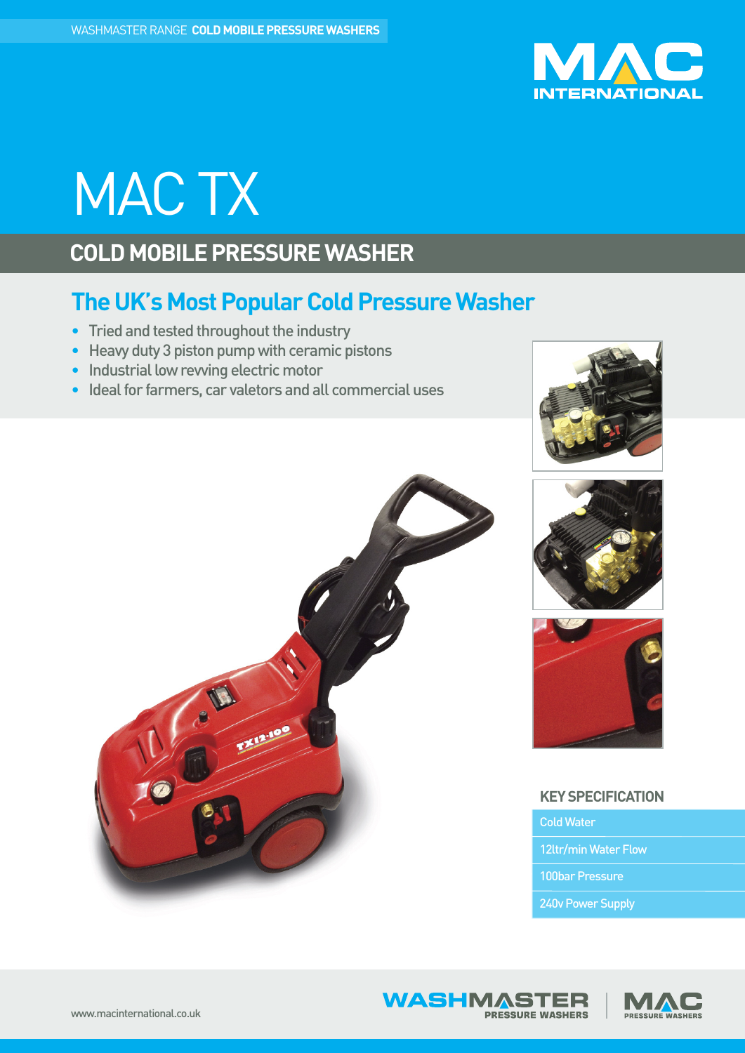WASHMASTER RANGE **COLD MOBILE PRESSURE WASHERS**

# MAC TX

## COLD MOBILE PRESSURE WASHER

### The UK's Most Popular Cold Pressure Washer

- Tried and tested throughout the industry
- Heavy duty 3 piston pump with ceramic pistons
- Industrial low revving electric motor
- Ideal for farmers, car valetors and all commercial uses

### KEY SPECIFICATION

- Cold Water
- 12ltr/min Water Flow
- 100bar Pressure
- 240v Power Supply

www.macinternational.co.uk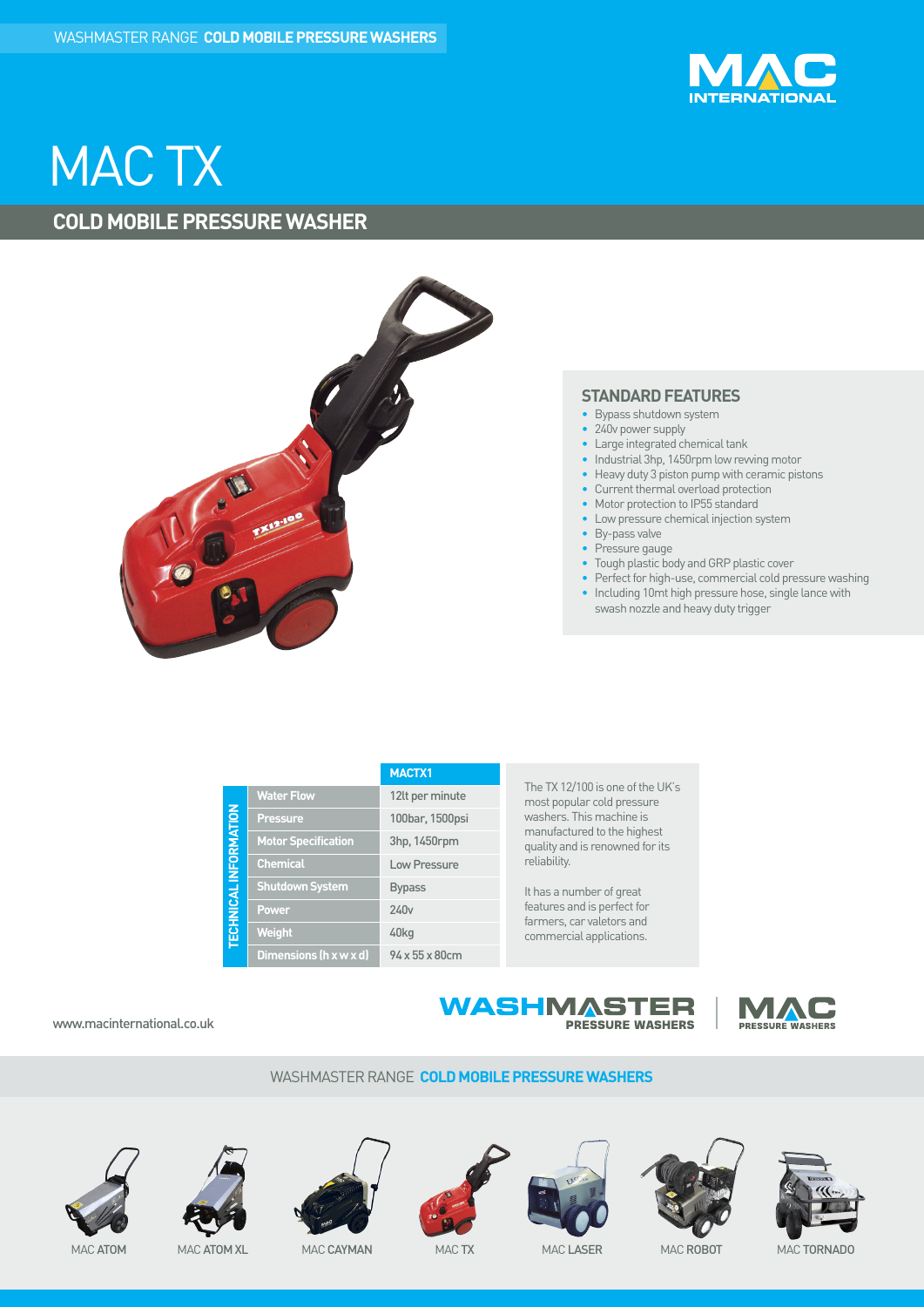WASHMASTER RANGE **COLD MOBILE PRESSURE WASHERS**

# MAC TX

## COLD MOBILE PRESSURE WASHER

### STANDARD FEATURES

- Bypass shutdown system
- 240v power supply
- Large integrated chemical tank
- Industrial 3hp, 1450rpm low revving motor
- Heavy duty 3 piston pump with ceramic pistons
- Current thermal overload protection
- Motor protection to IP55 standard
- Low pressure chemical injection system
- By-pass valve
- Pressure gauge
- Tough plastic body and GRP plastic cover
- Perfect for high-use, commercial cold pressure washing
- Including 10mt high pressure hose, single lance with swash nozzle and heavy duty trigger

**TECHNICAL INFORMATION**

| | MACTX1 |
|---|---|
| Water Flow | 12lt per minute |
| Pressure | 100bar, 1500psi |
| Motor Specification | 3hp, 1450rpm |
| Chemical | Low Pressure |
| Shutdown System | Bypass |
| Power | 240v |
| Weight | 40kg |
| Dimensions (h x w x d) | 94 x 55 x 80cm |

The TX 12/100 is one of the UK's most popular cold pressure washers. This machine is manufactured to the highest quality and is renowned for its reliability.

It has a number of great features and is perfect for farmers, car valetors and commercial applications.

www.macinternational.co.uk

WASHMASTER RANGE **COLD MOBILE PRESSURE WASHERS**

MAC **ATOM** | MAC **ATOM XL** | MAC **CAYMAN** | MAC **TX** | MAC **LASER** | MAC **ROBOT** | MAC **TORNADO**